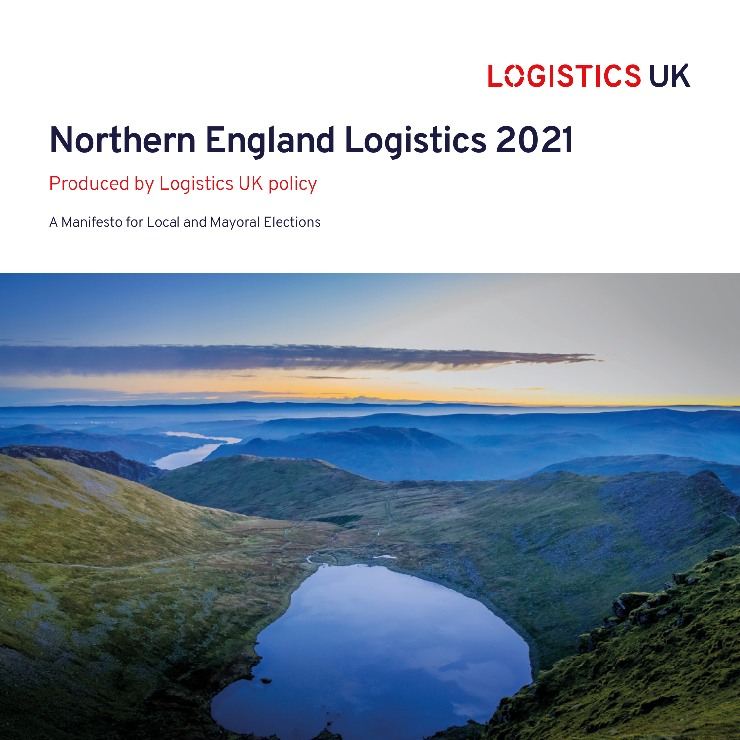LOGISTICS UK

# Northern England Logistics 2021

Produced by Logistics UK policy

A Manifesto for Local and Mayoral Elections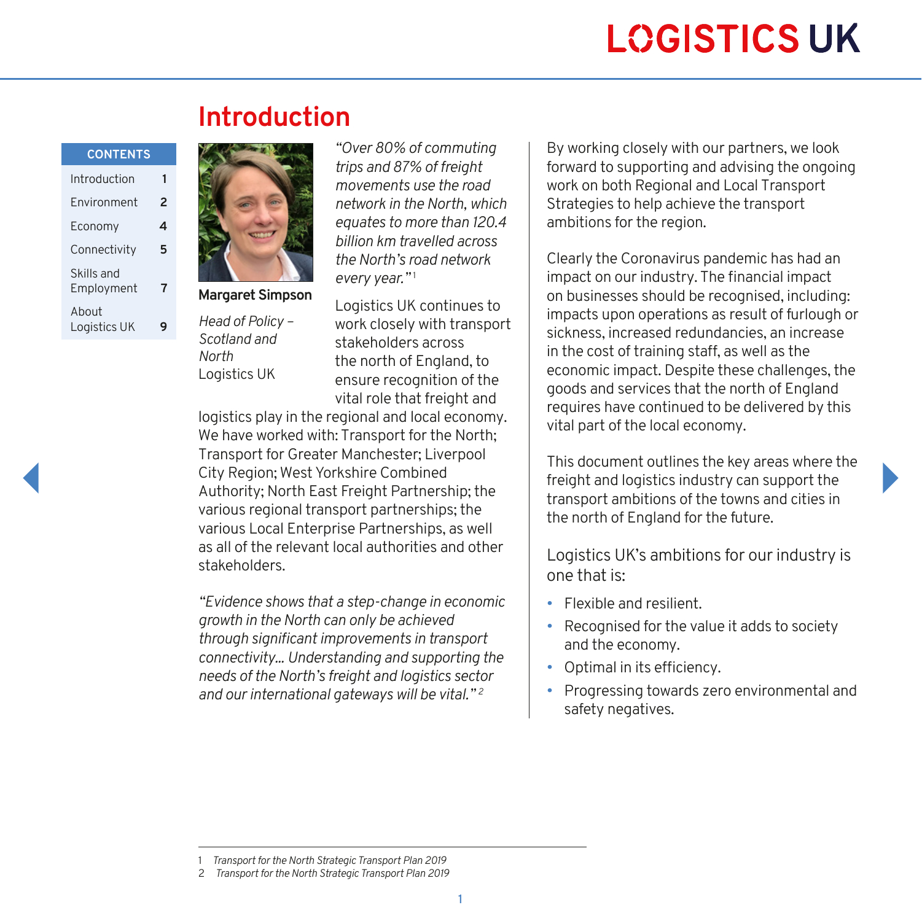# Introduction

| CONTENTS | |
|---|---|
| Introduction | 1 |
| Environment | 2 |
| Economy | 4 |
| Connectivity | 5 |
| Skills and Employment | 7 |
| About Logistics UK | 9 |

**Margaret Simpson**

*Head of Policy – Scotland and North*
Logistics UK

*"Over 80% of commuting trips and 87% of freight movements use the road network in the North, which equates to more than 120.4 billion km travelled across the North's road network every year."*[1]

Logistics UK continues to work closely with transport stakeholders across the north of England, to ensure recognition of the vital role that freight and logistics play in the regional and local economy. We have worked with: Transport for the North; Transport for Greater Manchester; Liverpool City Region; West Yorkshire Combined Authority; North East Freight Partnership; the various regional transport partnerships; the various Local Enterprise Partnerships, as well as all of the relevant local authorities and other stakeholders.

*"Evidence shows that a step-change in economic growth in the North can only be achieved through significant improvements in transport connectivity… Understanding and supporting the needs of the North's freight and logistics sector and our international gateways will be vital."*[2]

By working closely with our partners, we look forward to supporting and advising the ongoing work on both Regional and Local Transport Strategies to help achieve the transport ambitions for the region.

Clearly the Coronavirus pandemic has had an impact on our industry. The financial impact on businesses should be recognised, including: impacts upon operations as result of furlough or sickness, increased redundancies, an increase in the cost of training staff, as well as the economic impact. Despite these challenges, the goods and services that the north of England requires have continued to be delivered by this vital part of the local economy.

This document outlines the key areas where the freight and logistics industry can support the transport ambitions of the towns and cities in the north of England for the future.

Logistics UK's ambitions for our industry is one that is:

- Flexible and resilient.
- Recognised for the value it adds to society and the economy.
- Optimal in its efficiency.
- Progressing towards zero environmental and safety negatives.

1 *Transport for the North Strategic Transport Plan 2019*
2 *Transport for the North Strategic Transport Plan 2019*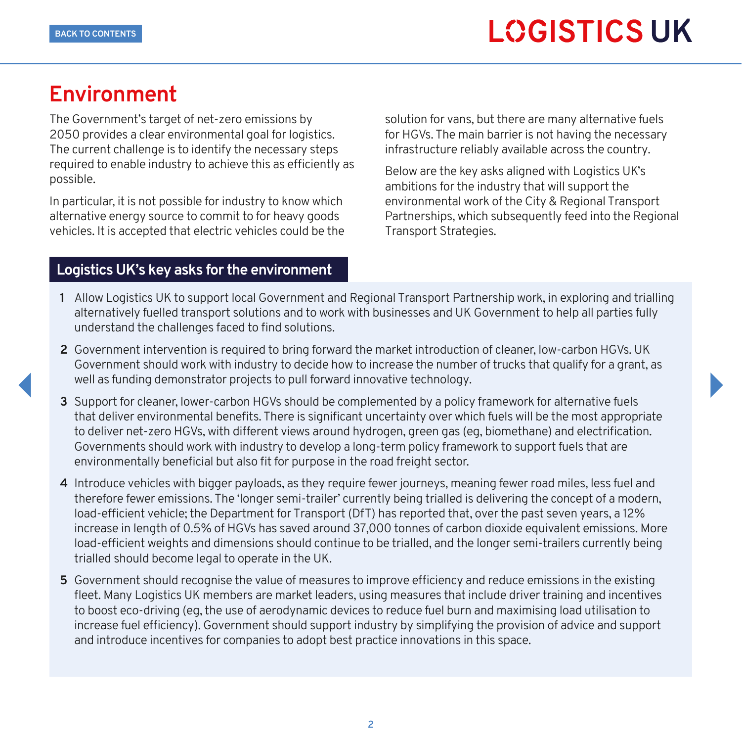# Environment

The Government's target of net-zero emissions by 2050 provides a clear environmental goal for logistics. The current challenge is to identify the necessary steps required to enable industry to achieve this as efficiently as possible.

In particular, it is not possible for industry to know which alternative energy source to commit to for heavy goods vehicles. It is accepted that electric vehicles could be the solution for vans, but there are many alternative fuels for HGVs. The main barrier is not having the necessary infrastructure reliably available across the country.

Below are the key asks aligned with Logistics UK's ambitions for the industry that will support the environmental work of the City & Regional Transport Partnerships, which subsequently feed into the Regional Transport Strategies.

## Logistics UK's key asks for the environment

1. Allow Logistics UK to support local Government and Regional Transport Partnership work, in exploring and trialling alternatively fuelled transport solutions and to work with businesses and UK Government to help all parties fully understand the challenges faced to find solutions.
2. Government intervention is required to bring forward the market introduction of cleaner, low-carbon HGVs. UK Government should work with industry to decide how to increase the number of trucks that qualify for a grant, as well as funding demonstrator projects to pull forward innovative technology.
3. Support for cleaner, lower-carbon HGVs should be complemented by a policy framework for alternative fuels that deliver environmental benefits. There is significant uncertainty over which fuels will be the most appropriate to deliver net-zero HGVs, with different views around hydrogen, green gas (eg, biomethane) and electrification. Governments should work with industry to develop a long-term policy framework to support fuels that are environmentally beneficial but also fit for purpose in the road freight sector.
4. Introduce vehicles with bigger payloads, as they require fewer journeys, meaning fewer road miles, less fuel and therefore fewer emissions. The 'longer semi-trailer' currently being trialled is delivering the concept of a modern, load-efficient vehicle; the Department for Transport (DfT) has reported that, over the past seven years, a 12% increase in length of 0.5% of HGVs has saved around 37,000 tonnes of carbon dioxide equivalent emissions. More load-efficient weights and dimensions should continue to be trialled, and the longer semi-trailers currently being trialled should become legal to operate in the UK.
5. Government should recognise the value of measures to improve efficiency and reduce emissions in the existing fleet. Many Logistics UK members are market leaders, using measures that include driver training and incentives to boost eco-driving (eg, the use of aerodynamic devices to reduce fuel burn and maximising load utilisation to increase fuel efficiency). Government should support industry by simplifying the provision of advice and support and introduce incentives for companies to adopt best practice innovations in this space.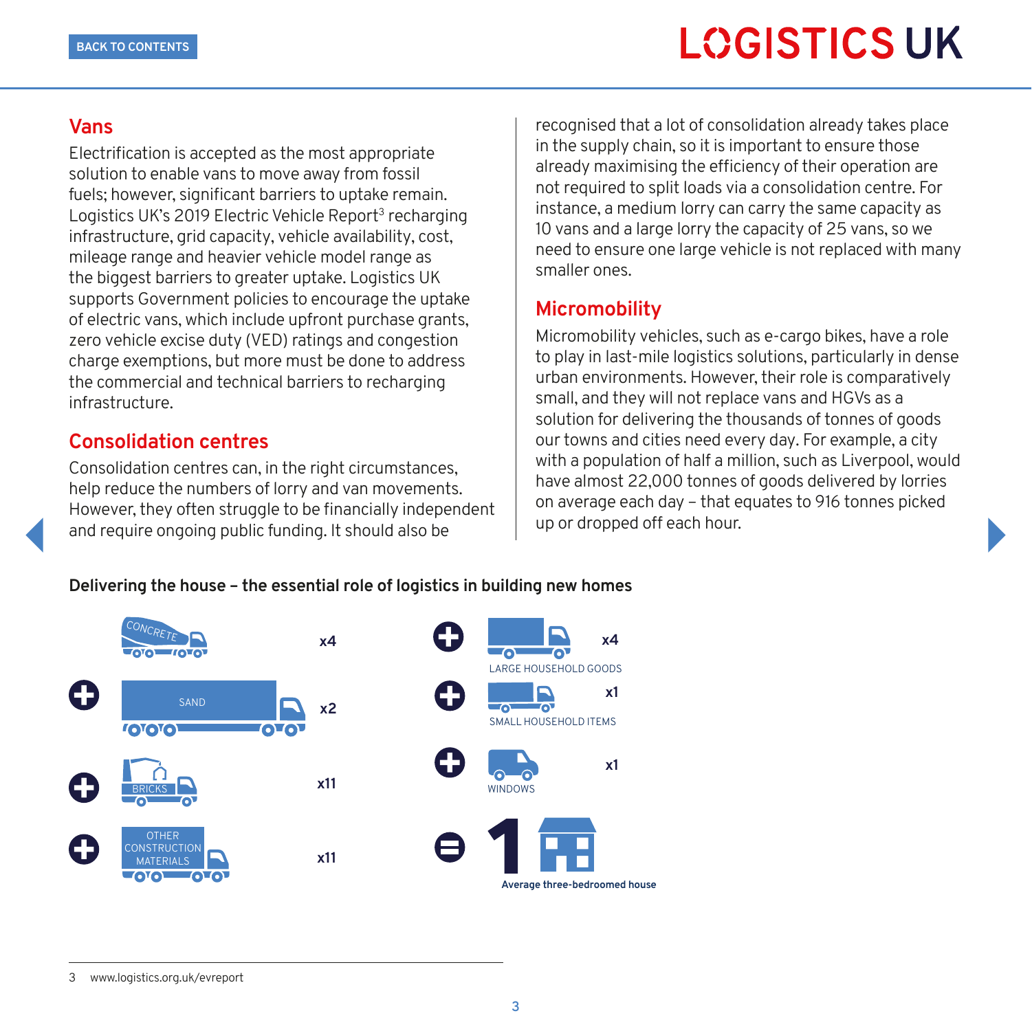## Vans

Electrification is accepted as the most appropriate solution to enable vans to move away from fossil fuels; however, significant barriers to uptake remain. Logistics UK's 2019 Electric Vehicle Report[3] recharging infrastructure, grid capacity, vehicle availability, cost, mileage range and heavier vehicle model range as the biggest barriers to greater uptake. Logistics UK supports Government policies to encourage the uptake of electric vans, which include upfront purchase grants, zero vehicle excise duty (VED) ratings and congestion charge exemptions, but more must be done to address the commercial and technical barriers to recharging infrastructure.

## Consolidation centres

Consolidation centres can, in the right circumstances, help reduce the numbers of lorry and van movements. However, they often struggle to be financially independent and require ongoing public funding. It should also be recognised that a lot of consolidation already takes place in the supply chain, so it is important to ensure those already maximising the efficiency of their operation are not required to split loads via a consolidation centre. For instance, a medium lorry can carry the same capacity as 10 vans and a large lorry the capacity of 25 vans, so we need to ensure one large vehicle is not replaced with many smaller ones.

## Micromobility

Micromobility vehicles, such as e-cargo bikes, have a role to play in last-mile logistics solutions, particularly in dense urban environments. However, their role is comparatively small, and they will not replace vans and HGVs as a solution for delivering the thousands of tonnes of goods our towns and cities need every day. For example, a city with a population of half a million, such as Liverpool, would have almost 22,000 tonnes of goods delivered by lorries on average each day – that equates to 916 tonnes picked up or dropped off each hour.

**Delivering the house – the essential role of logistics in building new homes**

CONCRETE x4 + SAND x2 + BRICKS x11 + OTHER CONSTRUCTION MATERIALS x11 + LARGE HOUSEHOLD GOODS x4 + SMALL HOUSEHOLD ITEMS x1 + WINDOWS x1 = 1 Average three-bedroomed house

3 www.logistics.org.uk/evreport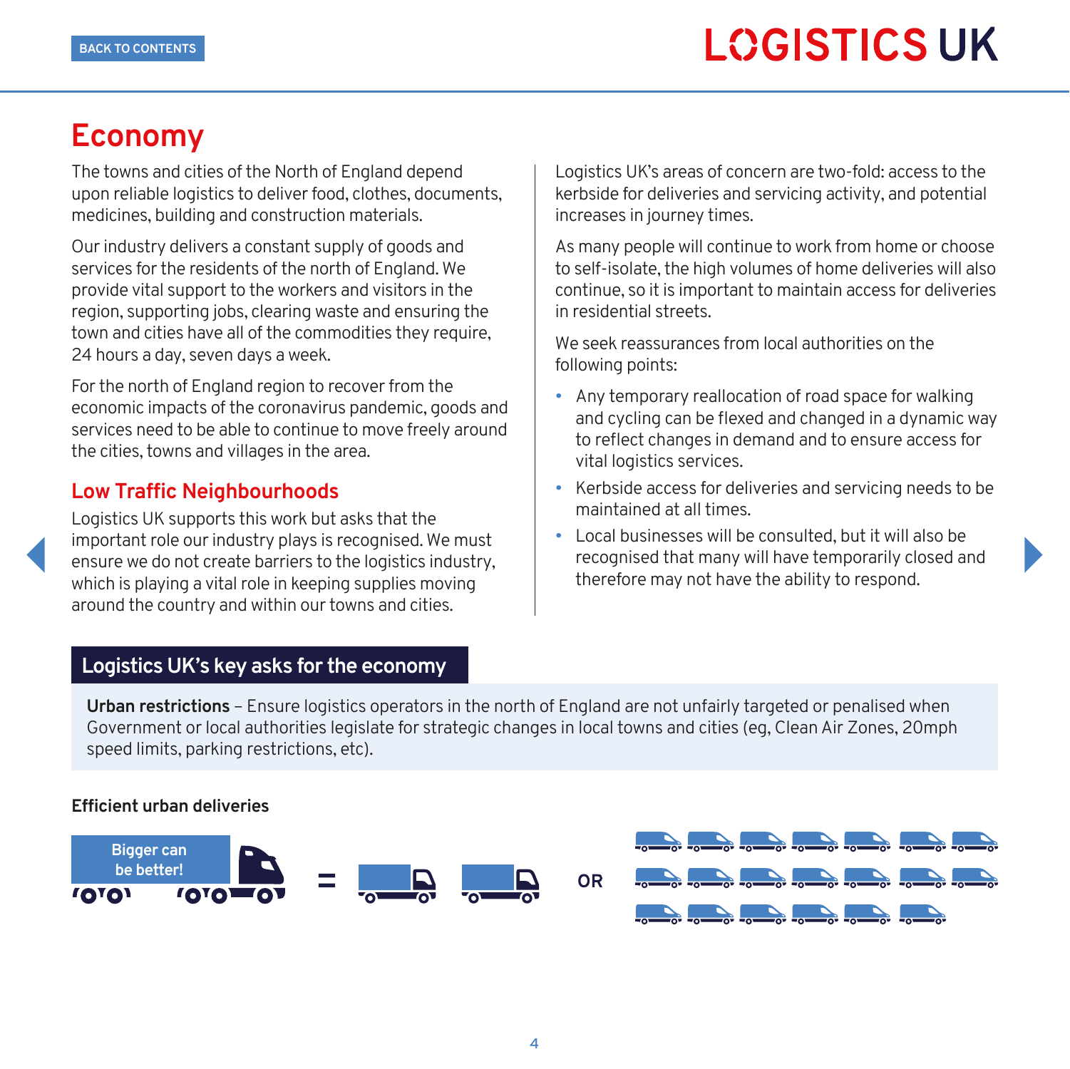# Economy

The towns and cities of the North of England depend upon reliable logistics to deliver food, clothes, documents, medicines, building and construction materials.

Our industry delivers a constant supply of goods and services for the residents of the north of England. We provide vital support to the workers and visitors in the region, supporting jobs, clearing waste and ensuring the town and cities have all of the commodities they require, 24 hours a day, seven days a week.

For the north of England region to recover from the economic impacts of the coronavirus pandemic, goods and services need to be able to continue to move freely around the cities, towns and villages in the area.

## Low Traffic Neighbourhoods

Logistics UK supports this work but asks that the important role our industry plays is recognised. We must ensure we do not create barriers to the logistics industry, which is playing a vital role in keeping supplies moving around the country and within our towns and cities.

Logistics UK's areas of concern are two-fold: access to the kerbside for deliveries and servicing activity, and potential increases in journey times.

As many people will continue to work from home or choose to self-isolate, the high volumes of home deliveries will also continue, so it is important to maintain access for deliveries in residential streets.

We seek reassurances from local authorities on the following points:

- Any temporary reallocation of road space for walking and cycling can be flexed and changed in a dynamic way to reflect changes in demand and to ensure access for vital logistics services.
- Kerbside access for deliveries and servicing needs to be maintained at all times.
- Local businesses will be consulted, but it will also be recognised that many will have temporarily closed and therefore may not have the ability to respond.

## Logistics UK's key asks for the economy

**Urban restrictions** – Ensure logistics operators in the north of England are not unfairly targeted or penalised when Government or local authorities legislate for strategic changes in local towns and cities (eg, Clean Air Zones, 20mph speed limits, parking restrictions, etc).

**Efficient urban deliveries**

Bigger can be better! = OR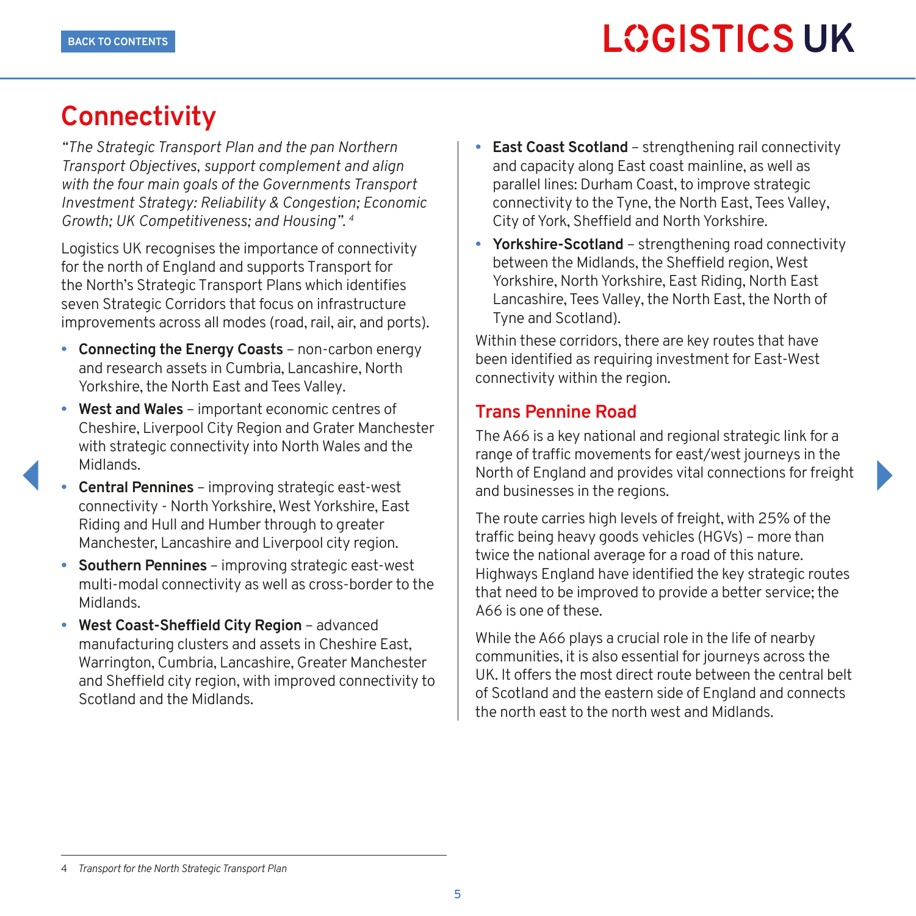# Connectivity

*"The Strategic Transport Plan and the pan Northern Transport Objectives, support complement and align with the four main goals of the Governments Transport Investment Strategy: Reliability & Congestion; Economic Growth; UK Competitiveness; and Housing".* [4]

Logistics UK recognises the importance of connectivity for the north of England and supports Transport for the North's Strategic Transport Plans which identifies seven Strategic Corridors that focus on infrastructure improvements across all modes (road, rail, air, and ports).

- **Connecting the Energy Coasts** – non-carbon energy and research assets in Cumbria, Lancashire, North Yorkshire, the North East and Tees Valley.
- **West and Wales** – important economic centres of Cheshire, Liverpool City Region and Grater Manchester with strategic connectivity into North Wales and the Midlands.
- **Central Pennines** – improving strategic east-west connectivity - North Yorkshire, West Yorkshire, East Riding and Hull and Humber through to greater Manchester, Lancashire and Liverpool city region.
- **Southern Pennines** – improving strategic east-west multi-modal connectivity as well as cross-border to the Midlands.
- **West Coast-Sheffield City Region** – advanced manufacturing clusters and assets in Cheshire East, Warrington, Cumbria, Lancashire, Greater Manchester and Sheffield city region, with improved connectivity to Scotland and the Midlands.
- **East Coast Scotland** – strengthening rail connectivity and capacity along East coast mainline, as well as parallel lines: Durham Coast, to improve strategic connectivity to the Tyne, the North East, Tees Valley, City of York, Sheffield and North Yorkshire.
- **Yorkshire-Scotland** – strengthening road connectivity between the Midlands, the Sheffield region, West Yorkshire, North Yorkshire, East Riding, North East Lancashire, Tees Valley, the North East, the North of Tyne and Scotland).

Within these corridors, there are key routes that have been identified as requiring investment for East-West connectivity within the region.

## Trans Pennine Road

The A66 is a key national and regional strategic link for a range of traffic movements for east/west journeys in the North of England and provides vital connections for freight and businesses in the regions.

The route carries high levels of freight, with 25% of the traffic being heavy goods vehicles (HGVs) – more than twice the national average for a road of this nature. Highways England have identified the key strategic routes that need to be improved to provide a better service; the A66 is one of these.

While the A66 plays a crucial role in the life of nearby communities, it is also essential for journeys across the UK. It offers the most direct route between the central belt of Scotland and the eastern side of England and connects the north east to the north west and Midlands.

---

4 *Transport for the North Strategic Transport Plan*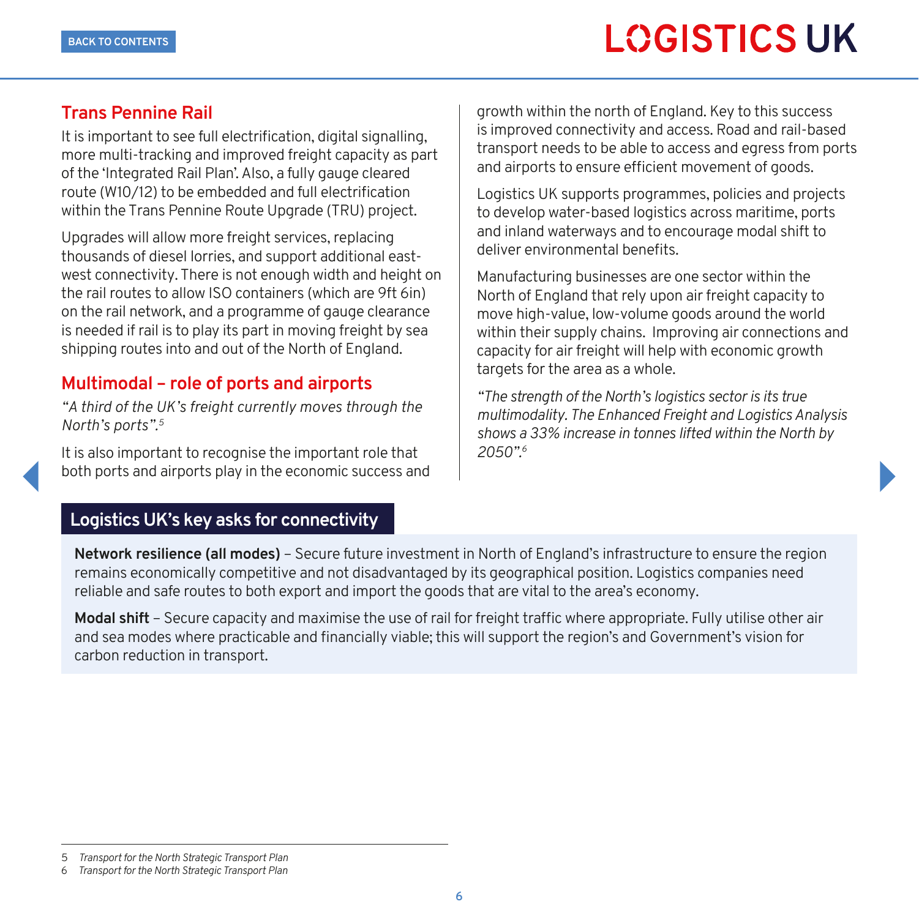## Trans Pennine Rail

It is important to see full electrification, digital signalling, more multi-tracking and improved freight capacity as part of the 'Integrated Rail Plan'. Also, a fully gauge cleared route (W10/12) to be embedded and full electrification within the Trans Pennine Route Upgrade (TRU) project.

Upgrades will allow more freight services, replacing thousands of diesel lorries, and support additional east-west connectivity. There is not enough width and height on the rail routes to allow ISO containers (which are 9ft 6in) on the rail network, and a programme of gauge clearance is needed if rail is to play its part in moving freight by sea shipping routes into and out of the North of England.

## Multimodal – role of ports and airports

*"A third of the UK's freight currently moves through the North's ports".*[5]

It is also important to recognise the important role that both ports and airports play in the economic success and growth within the north of England. Key to this success is improved connectivity and access. Road and rail-based transport needs to be able to access and egress from ports and airports to ensure efficient movement of goods.

Logistics UK supports programmes, policies and projects to develop water-based logistics across maritime, ports and inland waterways and to encourage modal shift to deliver environmental benefits.

Manufacturing businesses are one sector within the North of England that rely upon air freight capacity to move high-value, low-volume goods around the world within their supply chains. Improving air connections and capacity for air freight will help with economic growth targets for the area as a whole.

*"The strength of the North's logistics sector is its true multimodality. The Enhanced Freight and Logistics Analysis shows a 33% increase in tonnes lifted within the North by 2050".*[6]

## Logistics UK's key asks for connectivity

**Network resilience (all modes)** – Secure future investment in North of England's infrastructure to ensure the region remains economically competitive and not disadvantaged by its geographical position. Logistics companies need reliable and safe routes to both export and import the goods that are vital to the area's economy.

**Modal shift** – Secure capacity and maximise the use of rail for freight traffic where appropriate. Fully utilise other air and sea modes where practicable and financially viable; this will support the region's and Government's vision for carbon reduction in transport.

---

5 *Transport for the North Strategic Transport Plan*
6 *Transport for the North Strategic Transport Plan*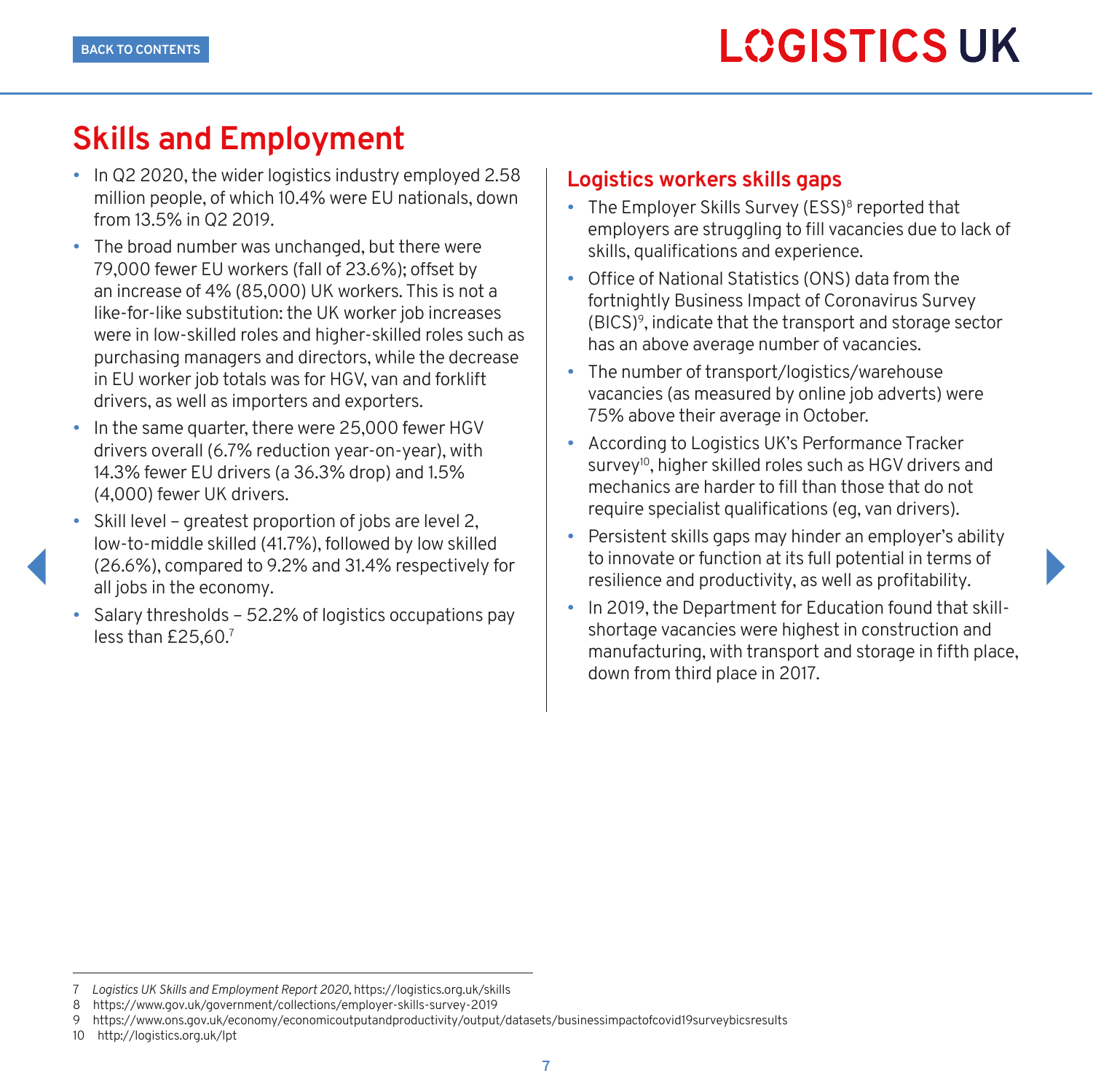# Skills and Employment

- In Q2 2020, the wider logistics industry employed 2.58 million people, of which 10.4% were EU nationals, down from 13.5% in Q2 2019.
- The broad number was unchanged, but there were 79,000 fewer EU workers (fall of 23.6%); offset by an increase of 4% (85,000) UK workers. This is not a like-for-like substitution: the UK worker job increases were in low-skilled roles and higher-skilled roles such as purchasing managers and directors, while the decrease in EU worker job totals was for HGV, van and forklift drivers, as well as importers and exporters.
- In the same quarter, there were 25,000 fewer HGV drivers overall (6.7% reduction year-on-year), with 14.3% fewer EU drivers (a 36.3% drop) and 1.5% (4,000) fewer UK drivers.
- Skill level – greatest proportion of jobs are level 2, low-to-middle skilled (41.7%), followed by low skilled (26.6%), compared to 9.2% and 31.4% respectively for all jobs in the economy.
- Salary thresholds – 52.2% of logistics occupations pay less than £25,60.[7]

## Logistics workers skills gaps

- The Employer Skills Survey (ESS)[8] reported that employers are struggling to fill vacancies due to lack of skills, qualifications and experience.
- Office of National Statistics (ONS) data from the fortnightly Business Impact of Coronavirus Survey (BICS)[9], indicate that the transport and storage sector has an above average number of vacancies.
- The number of transport/logistics/warehouse vacancies (as measured by online job adverts) were 75% above their average in October.
- According to Logistics UK's Performance Tracker survey[10], higher skilled roles such as HGV drivers and mechanics are harder to fill than those that do not require specialist qualifications (eg, van drivers).
- Persistent skills gaps may hinder an employer's ability to innovate or function at its full potential in terms of resilience and productivity, as well as profitability.
- In 2019, the Department for Education found that skill-shortage vacancies were highest in construction and manufacturing, with transport and storage in fifth place, down from third place in 2017.

---

7 *Logistics UK Skills and Employment Report 2020,* https://logistics.org.uk/skills
8 https://www.gov.uk/government/collections/employer-skills-survey-2019
9 https://www.ons.gov.uk/economy/economicoutputandproductivity/output/datasets/businessimpactofcovid19surveybicsresults
10 http://logistics.org.uk/lpt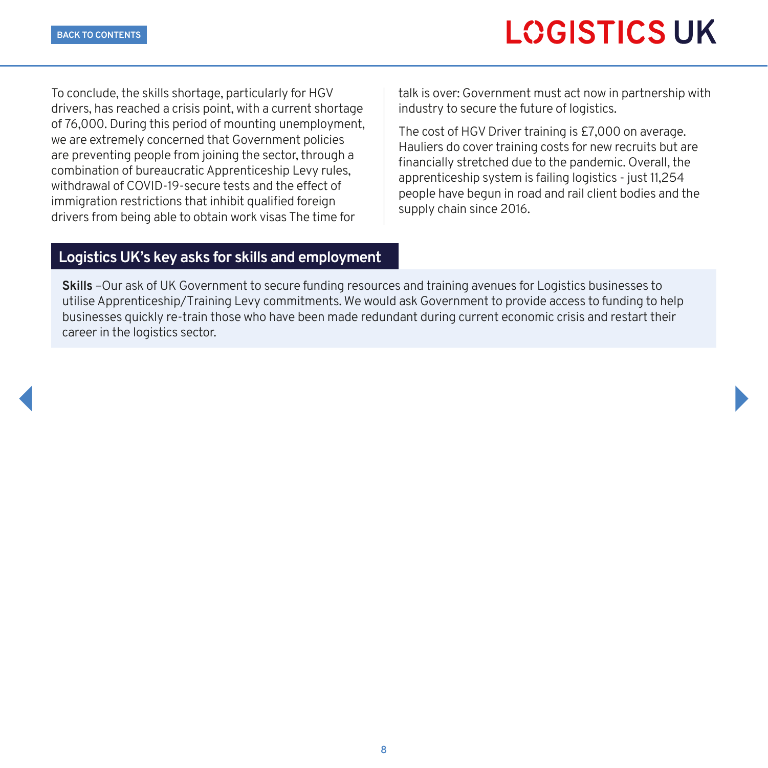To conclude, the skills shortage, particularly for HGV drivers, has reached a crisis point, with a current shortage of 76,000. During this period of mounting unemployment, we are extremely concerned that Government policies are preventing people from joining the sector, through a combination of bureaucratic Apprenticeship Levy rules, withdrawal of COVID-19-secure tests and the effect of immigration restrictions that inhibit qualified foreign drivers from being able to obtain work visas The time for talk is over: Government must act now in partnership with industry to secure the future of logistics.

The cost of HGV Driver training is £7,000 on average. Hauliers do cover training costs for new recruits but are financially stretched due to the pandemic. Overall, the apprenticeship system is failing logistics - just 11,254 people have begun in road and rail client bodies and the supply chain since 2016.

## Logistics UK's key asks for skills and employment

**Skills** –Our ask of UK Government to secure funding resources and training avenues for Logistics businesses to utilise Apprenticeship/Training Levy commitments. We would ask Government to provide access to funding to help businesses quickly re-train those who have been made redundant during current economic crisis and restart their career in the logistics sector.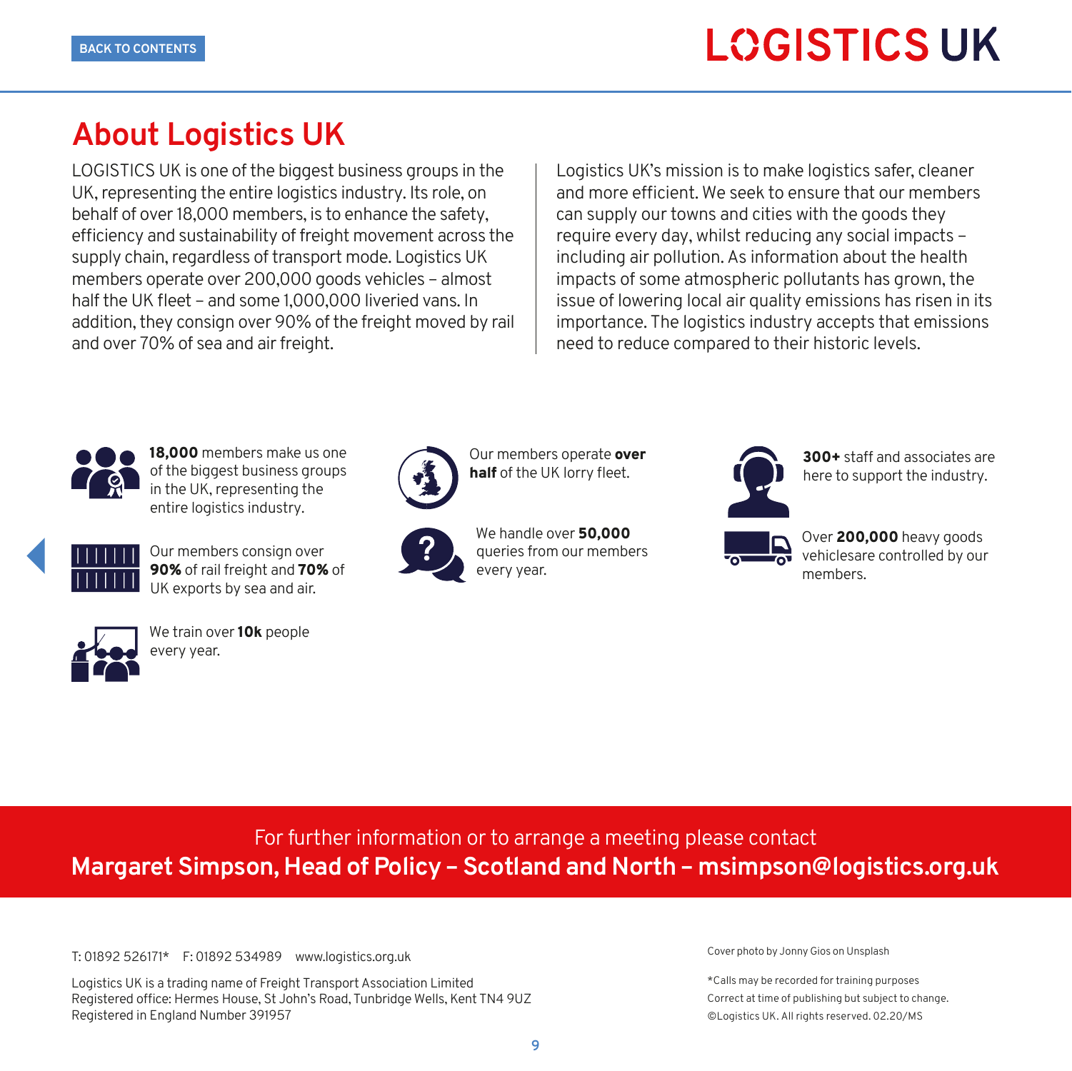# About Logistics UK

LOGISTICS UK is one of the biggest business groups in the UK, representing the entire logistics industry. Its role, on behalf of over 18,000 members, is to enhance the safety, efficiency and sustainability of freight movement across the supply chain, regardless of transport mode. Logistics UK members operate over 200,000 goods vehicles – almost half the UK fleet – and some 1,000,000 liveried vans. In addition, they consign over 90% of the freight moved by rail and over 70% of sea and air freight.

Logistics UK's mission is to make logistics safer, cleaner and more efficient. We seek to ensure that our members can supply our towns and cities with the goods they require every day, whilst reducing any social impacts – including air pollution. As information about the health impacts of some atmospheric pollutants has grown, the issue of lowering local air quality emissions has risen in its importance. The logistics industry accepts that emissions need to reduce compared to their historic levels.

**18,000** members make us one of the biggest business groups in the UK, representing the entire logistics industry.

Our members consign over **90%** of rail freight and **70%** of UK exports by sea and air.

We train over **10k** people every year.

Our members operate **over half** of the UK lorry fleet.

We handle over **50,000** queries from our members every year.

**300+** staff and associates are here to support the industry.

Over **200,000** heavy goods vehiclesare controlled by our members.

For further information or to arrange a meeting please contact

**Margaret Simpson, Head of Policy – Scotland and North – msimpson@logistics.org.uk**

T: 01892 526171* F: 01892 534989 www.logistics.org.uk

Logistics UK is a trading name of Freight Transport Association Limited
Registered office: Hermes House, St John's Road, Tunbridge Wells, Kent TN4 9UZ
Registered in England Number 391957

Cover photo by Jonny Gios on Unsplash

*Calls may be recorded for training purposes
Correct at time of publishing but subject to change.
©Logistics UK. All rights reserved. 02.20/MS